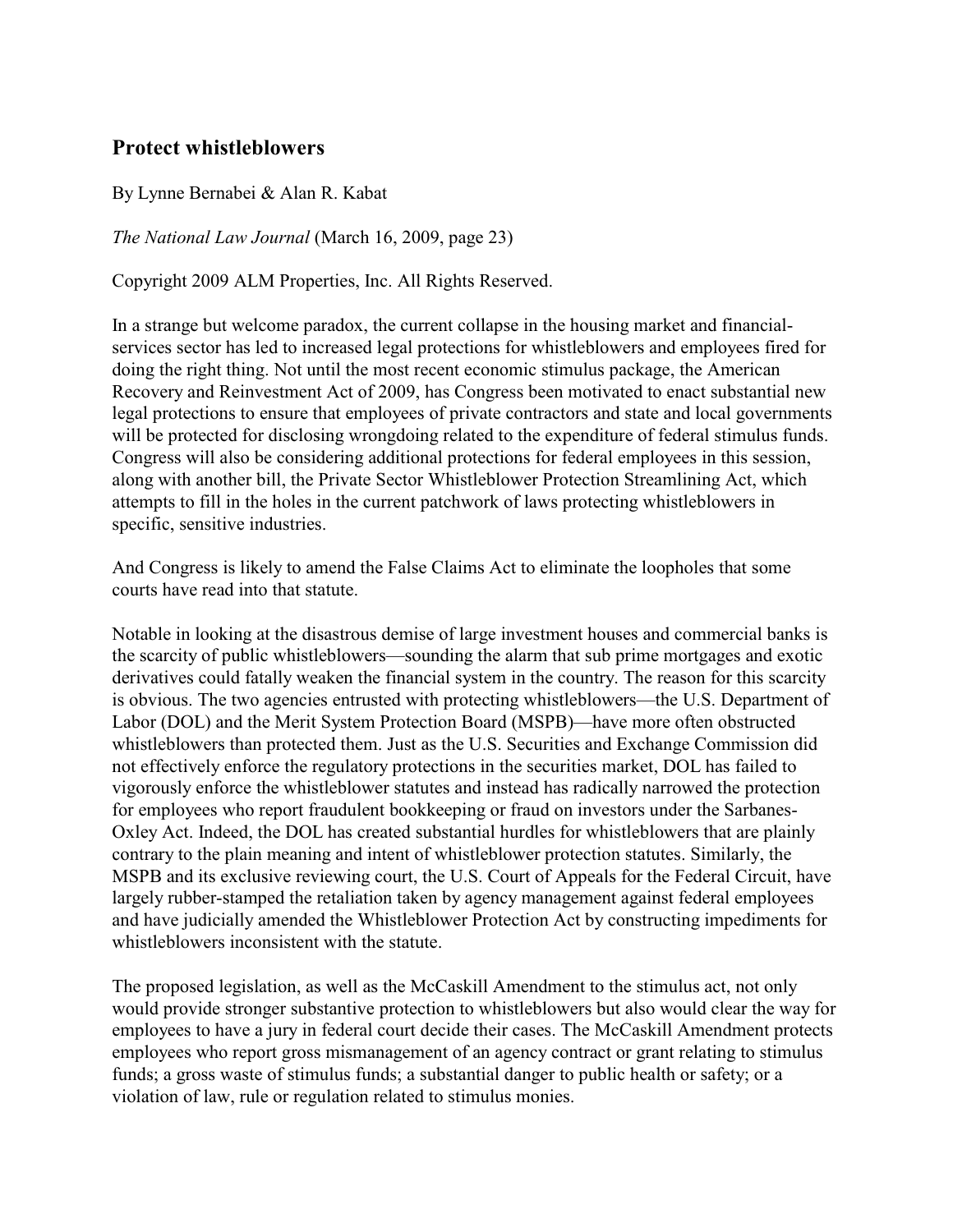## Protect whistleblowers

By Lynne Bernabei & Alan R. Kabat

*The National Law Journal* (March 16, 2009, page 23)

Copyright 2009 ALM Properties, Inc. All Rights Reserved.

In a strange but welcome paradox, the current collapse in the housing market and financial-services sector has led to increased legal protections for whistleblowers and employees fired for doing the right thing. Not until the most recent economic stimulus package, the American Recovery and Reinvestment Act of 2009, has Congress been motivated to enact substantial new legal protections to ensure that employees of private contractors and state and local governments will be protected for disclosing wrongdoing related to the expenditure of federal stimulus funds. Congress will also be considering additional protections for federal employees in this session, along with another bill, the Private Sector Whistleblower Protection Streamlining Act, which attempts to fill in the holes in the current patchwork of laws protecting whistleblowers in specific, sensitive industries.

And Congress is likely to amend the False Claims Act to eliminate the loopholes that some courts have read into that statute.

Notable in looking at the disastrous demise of large investment houses and commercial banks is the scarcity of public whistleblowers—sounding the alarm that sub prime mortgages and exotic derivatives could fatally weaken the financial system in the country. The reason for this scarcity is obvious. The two agencies entrusted with protecting whistleblowers—the U.S. Department of Labor (DOL) and the Merit System Protection Board (MSPB)—have more often obstructed whistleblowers than protected them. Just as the U.S. Securities and Exchange Commission did not effectively enforce the regulatory protections in the securities market, DOL has failed to vigorously enforce the whistleblower statutes and instead has radically narrowed the protection for employees who report fraudulent bookkeeping or fraud on investors under the Sarbanes-Oxley Act. Indeed, the DOL has created substantial hurdles for whistleblowers that are plainly contrary to the plain meaning and intent of whistleblower protection statutes. Similarly, the MSPB and its exclusive reviewing court, the U.S. Court of Appeals for the Federal Circuit, have largely rubber-stamped the retaliation taken by agency management against federal employees and have judicially amended the Whistleblower Protection Act by constructing impediments for whistleblowers inconsistent with the statute.

The proposed legislation, as well as the McCaskill Amendment to the stimulus act, not only would provide stronger substantive protection to whistleblowers but also would clear the way for employees to have a jury in federal court decide their cases. The McCaskill Amendment protects employees who report gross mismanagement of an agency contract or grant relating to stimulus funds; a gross waste of stimulus funds; a substantial danger to public health or safety; or a violation of law, rule or regulation related to stimulus monies.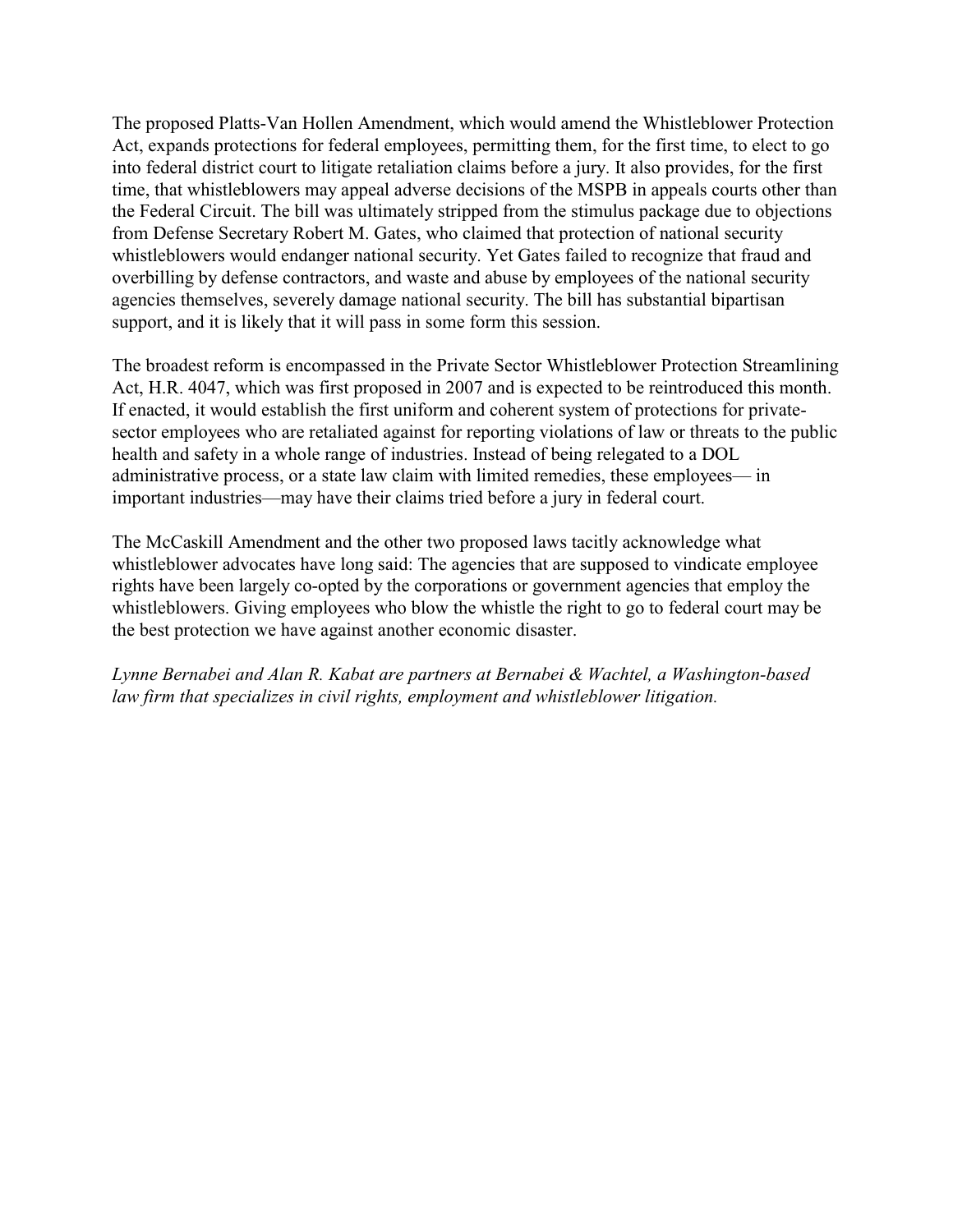The proposed Platts-Van Hollen Amendment, which would amend the Whistleblower Protection Act, expands protections for federal employees, permitting them, for the first time, to elect to go into federal district court to litigate retaliation claims before a jury. It also provides, for the first time, that whistleblowers may appeal adverse decisions of the MSPB in appeals courts other than the Federal Circuit. The bill was ultimately stripped from the stimulus package due to objections from Defense Secretary Robert M. Gates, who claimed that protection of national security whistleblowers would endanger national security. Yet Gates failed to recognize that fraud and overbilling by defense contractors, and waste and abuse by employees of the national security agencies themselves, severely damage national security. The bill has substantial bipartisan support, and it is likely that it will pass in some form this session.

The broadest reform is encompassed in the Private Sector Whistleblower Protection Streamlining Act, H.R. 4047, which was first proposed in 2007 and is expected to be reintroduced this month. If enacted, it would establish the first uniform and coherent system of protections for private-sector employees who are retaliated against for reporting violations of law or threats to the public health and safety in a whole range of industries. Instead of being relegated to a DOL administrative process, or a state law claim with limited remedies, these employees— in important industries—may have their claims tried before a jury in federal court.

The McCaskill Amendment and the other two proposed laws tacitly acknowledge what whistleblower advocates have long said: The agencies that are supposed to vindicate employee rights have been largely co-opted by the corporations or government agencies that employ the whistleblowers. Giving employees who blow the whistle the right to go to federal court may be the best protection we have against another economic disaster.

*Lynne Bernabei and Alan R. Kabat are partners at Bernabei & Wachtel, a Washington-based law firm that specializes in civil rights, employment and whistleblower litigation.*